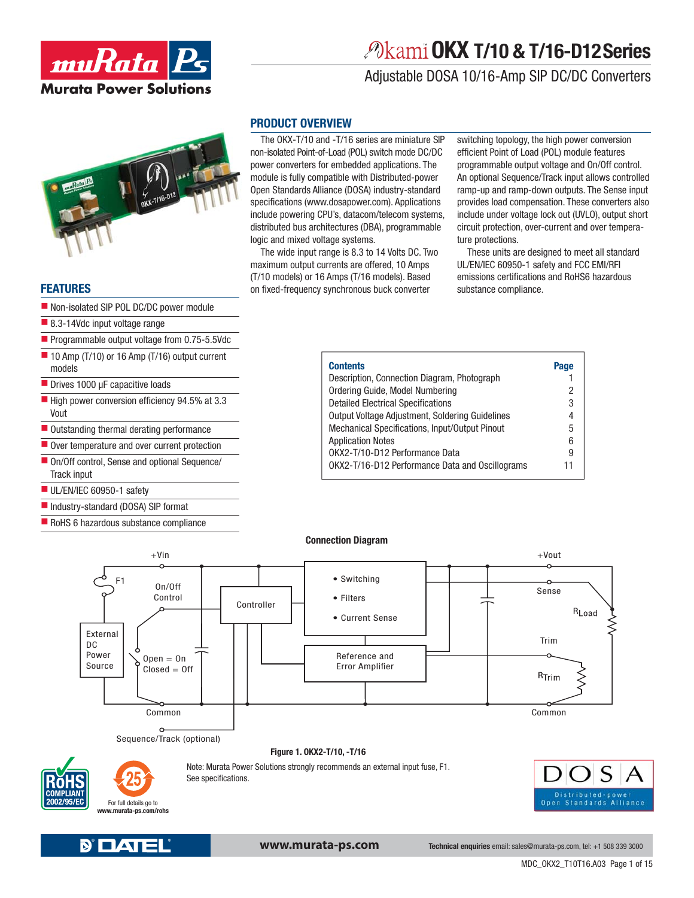# Okami OKX T/10 & T/16-D12 Series

## Adjustable DOSA 10/16-Amp SIP DC/DC Converters

## FEATURES

- Non-isolated SIP POL DC/DC power module
- 8.3-14Vdc input voltage range
- Programmable output voltage from 0.75-5.5Vdc
- 10 Amp (T/10) or 16 Amp (T/16) output current models
- Drives 1000 µF capacitive loads
- High power conversion efficiency 94.5% at 3.3 Vout
- Outstanding thermal derating performance
- Over temperature and over current protection
- On/Off control, Sense and optional Sequence/Track input
- UL/EN/IEC 60950-1 safety
- Industry-standard (DOSA) SIP format
- RoHS 6 hazardous substance compliance

## PRODUCT OVERVIEW

The OKX-T/10 and -T/16 series are miniature SIP non-isolated Point-of-Load (POL) switch mode DC/DC power converters for embedded applications. The module is fully compatible with Distributed-power Open Standards Alliance (DOSA) industry-standard specifications (www.dosapower.com). Applications include powering CPU's, datacom/telecom systems, distributed bus architectures (DBA), programmable logic and mixed voltage systems.

The wide input range is 8.3 to 14 Volts DC. Two maximum output currents are offered, 10 Amps (T/10 models) or 16 Amps (T/16 models). Based on fixed-frequency synchronous buck converter switching topology, the high power conversion efficient Point of Load (POL) module features programmable output voltage and On/Off control. An optional Sequence/Track input allows controlled ramp-up and ramp-down outputs. The Sense input provides load compensation. These converters also include under voltage lock out (UVLO), output short circuit protection, over-current and over temperature protections.

These units are designed to meet all standard UL/EN/IEC 60950-1 safety and FCC EMI/RFI emissions certifications and RoHS6 hazardous substance compliance.

| Contents | Page |
|---|---|
| Description, Connection Diagram, Photograph | 1 |
| Ordering Guide, Model Numbering | 2 |
| Detailed Electrical Specifications | 3 |
| Output Voltage Adjustment, Soldering Guidelines | 4 |
| Mechanical Specifications, Input/Output Pinout | 5 |
| Application Notes | 6 |
| OKX2-T/10-D12 Performance Data | 9 |
| OKX2-T/16-D12 Performance Data and Oscillograms | 11 |

**Connection Diagram**

+Vin, F1, On/Off Control, External DC Power Source, Open = On, Closed = Off, Common, Sequence/Track (optional), Controller, • Switching, • Filters, • Current Sense, Reference and Error Amplifier, +Vout, Sense, $R_{Load}$, Trim, $R_{Trim}$, Common

**Figure 1. OKX2-T/10, -T/16**

Note: Murata Power Solutions strongly recommends an external input fuse, F1. See specifications.

For full details go to www.murata-ps.com/rohs

Technical enquiries email: sales@murata-ps.com, tel: +1 508 339 3000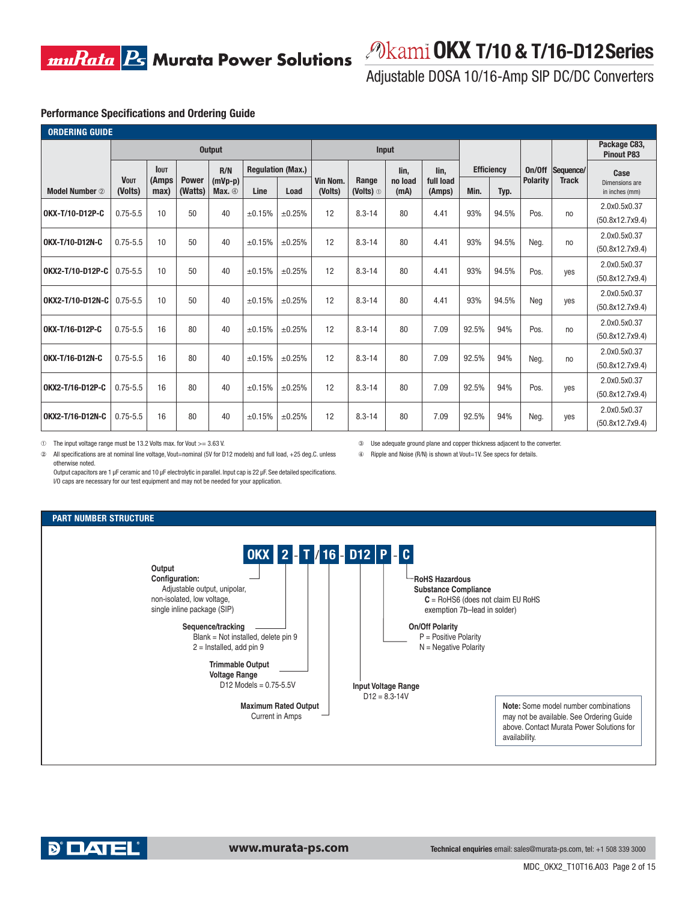## Performance Specifications and Ordering Guide

### ORDERING GUIDE

| Model Number ② | Output | | | | | | Input | | | | Efficiency | | On/Off Polarity | Sequence/ Track | Package C83, Pinout P83 |
|---|---|---|---|---|---|---|---|---|---|---|---|---|---|---|---|
| | VOUT (Volts) | IOUT (Amps max) | Power (Watts) | R/N (mVp-p) Max. ④ | Regulation (Max.) | | Vin Nom. (Volts) | Range (Volts) ① | Iin, no load (mA) | Iin, full load (Amps) | Min. | Typ. | | | Case Dimensions are in inches (mm) |
| | | | | | Line | Load | | | | | | | | | |
| OKX-T/10-D12P-C | 0.75-5.5 | 10 | 50 | 40 | ±0.15% | ±0.25% | 12 | 8.3-14 | 80 | 4.41 | 93% | 94.5% | Pos. | no | 2.0x0.5x0.37 (50.8x12.7x9.4) |
| OKX-T/10-D12N-C | 0.75-5.5 | 10 | 50 | 40 | ±0.15% | ±0.25% | 12 | 8.3-14 | 80 | 4.41 | 93% | 94.5% | Neg. | no | 2.0x0.5x0.37 (50.8x12.7x9.4) |
| OKX2-T/10-D12P-C | 0.75-5.5 | 10 | 50 | 40 | ±0.15% | ±0.25% | 12 | 8.3-14 | 80 | 4.41 | 93% | 94.5% | Pos. | yes | 2.0x0.5x0.37 (50.8x12.7x9.4) |
| OKX2-T/10-D12N-C | 0.75-5.5 | 10 | 50 | 40 | ±0.15% | ±0.25% | 12 | 8.3-14 | 80 | 4.41 | 93% | 94.5% | Neg | yes | 2.0x0.5x0.37 (50.8x12.7x9.4) |
| OKX-T/16-D12P-C | 0.75-5.5 | 16 | 80 | 40 | ±0.15% | ±0.25% | 12 | 8.3-14 | 80 | 7.09 | 92.5% | 94% | Pos. | no | 2.0x0.5x0.37 (50.8x12.7x9.4) |
| OKX-T/16-D12N-C | 0.75-5.5 | 16 | 80 | 40 | ±0.15% | ±0.25% | 12 | 8.3-14 | 80 | 7.09 | 92.5% | 94% | Neg. | no | 2.0x0.5x0.37 (50.8x12.7x9.4) |
| OKX2-T/16-D12P-C | 0.75-5.5 | 16 | 80 | 40 | ±0.15% | ±0.25% | 12 | 8.3-14 | 80 | 7.09 | 92.5% | 94% | Pos. | yes | 2.0x0.5x0.37 (50.8x12.7x9.4) |
| OKX2-T/16-D12N-C | 0.75-5.5 | 16 | 80 | 40 | ±0.15% | ±0.25% | 12 | 8.3-14 | 80 | 7.09 | 92.5% | 94% | Neg. | yes | 2.0x0.5x0.37 (50.8x12.7x9.4) |

① The input voltage range must be 13.2 Volts max. for Vout >= 3.63 V.

② All specifications are at nominal line voltage, Vout=nominal (5V for D12 models) and full load, +25 deg.C. unless otherwise noted.
Output capacitors are 1 µF ceramic and 10 µF electrolytic in parallel. Input cap is 22 µF. See detailed specifications.
I/O caps are necessary for our test equipment and may not be needed for your application.

③ Use adequate ground plane and copper thickness adjacent to the converter.

④ Ripple and Noise (R/N) is shown at Vout=1V. See specs for details.

### PART NUMBER STRUCTURE

**OKX 2 - T / 16 - D12 P - C**

- **OKX** — **Output Configuration:** Adjustable output, unipolar, non-isolated, low voltage, single inline package (SIP)
- **2** — **Sequence/tracking**
  - Blank = Not installed, delete pin 9
  - 2 = Installed, add pin 9
- **T** — **Trimmable Output Voltage Range**
  - D12 Models = 0.75-5.5V
- **16** — **Maximum Rated Output Current in Amps**
- **D12** — **Input Voltage Range**
  - D12 = 8.3-14V
- **P** — **On/Off Polarity**
  - P = Positive Polarity
  - N = Negative Polarity
- **C** — **RoHS Hazardous Substance Compliance**
  - C = RoHS6 (does not claim EU RoHS exemption 7b–lead in solder)

**Note:** Some model number combinations may not be available. See Ordering Guide above. Contact Murata Power Solutions for availability.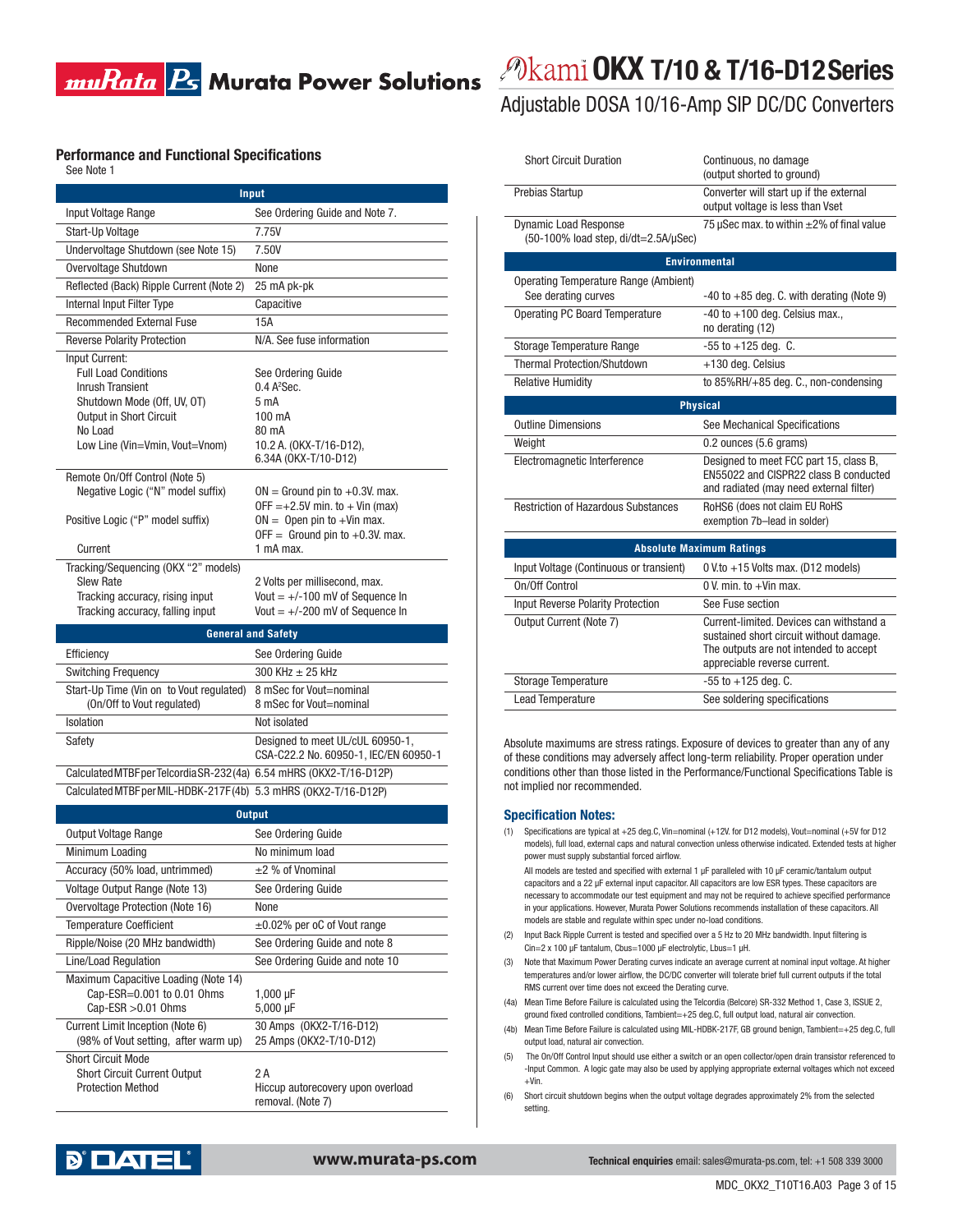## Performance and Functional Specifications

See Note 1

| Input | |
|---|---|
| Input Voltage Range | See Ordering Guide and Note 7. |
| Start-Up Voltage | 7.75V |
| Undervoltage Shutdown (see Note 15) | 7.50V |
| Overvoltage Shutdown | None |
| Reflected (Back) Ripple Current (Note 2) | 25 mA pk-pk |
| Internal Input Filter Type | Capacitive |
| Recommended External Fuse | 15A |
| Reverse Polarity Protection | N/A. See fuse information |
| Input Current: | |
| Full Load Conditions | See Ordering Guide |
| Inrush Transient | 0.4 $A^2$Sec. |
| Shutdown Mode (Off, UV, OT) | 5 mA |
| Output in Short Circuit | 100 mA |
| No Load | 80 mA |
| Low Line (Vin=Vmin, Vout=Vnom) | 10.2 A. (OKX-T/16-D12), 6.34A (OKX-T/10-D12) |
| Remote On/Off Control (Note 5) | |
| Negative Logic ("N" model suffix) | ON = Ground pin to +0.3V. max. OFF =+2.5V min. to + Vin (max) |
| Positive Logic ("P" model suffix) | ON = Open pin to +Vin max. OFF = Ground pin to +0.3V. max. |
| Current | 1 mA max. |
| Tracking/Sequencing (OKX "2" models) | |
| Slew Rate | 2 Volts per millisecond, max. |
| Tracking accuracy, rising input | Vout = +/-100 mV of Sequence In |
| Tracking accuracy, falling input | Vout = +/-200 mV of Sequence In |

| General and Safety | |
|---|---|
| Efficiency | See Ordering Guide |
| Switching Frequency | 300 KHz ± 25 kHz |
| Start-Up Time (Vin on to Vout regulated) (On/Off to Vout regulated) | 8 mSec for Vout=nominal 8 mSec for Vout=nominal |
| Isolation | Not isolated |
| Safety | Designed to meet UL/cUL 60950-1, CSA-C22.2 No. 60950-1, IEC/EN 60950-1 |
| Calculated MTBF per Telcordia SR-232 (4a) | 6.54 mHRS (OKX2-T/16-D12P) |
| Calculated MTBF per MIL-HDBK-217F (4b) | 5.3 mHRS (OKX2-T/16-D12P) |

| Output | |
|---|---|
| Output Voltage Range | See Ordering Guide |
| Minimum Loading | No minimum load |
| Accuracy (50% load, untrimmed) | ±2 % of Vnominal |
| Voltage Output Range (Note 13) | See Ordering Guide |
| Overvoltage Protection (Note 16) | None |
| Temperature Coefficient | ±0.02% per oC of Vout range |
| Ripple/Noise (20 MHz bandwidth) | See Ordering Guide and note 8 |
| Line/Load Regulation | See Ordering Guide and note 10 |
| Maximum Capacitive Loading (Note 14) | |
| Cap-ESR=0.001 to 0.01 Ohms | 1,000 μF |
| Cap-ESR >0.01 Ohms | 5,000 μF |
| Current Limit Inception (Note 6) | 30 Amps (OKX2-T/16-D12) |
| (98% of Vout setting, after warm up) | 25 Amps (OKX2-T/10-D12) |
| Short Circuit Mode | |
| Short Circuit Current Output | 2 A |
| Protection Method | Hiccup autorecovery upon overload removal. (Note 7) |
| Short Circuit Duration | Continuous, no damage (output shorted to ground) |
| Prebias Startup | Converter will start up if the external output voltage is less than Vset |
| Dynamic Load Response (50-100% load step, di/dt=2.5A/μSec) | 75 μSec max. to within ±2% of final value |

| Environmental | |
|---|---|
| Operating Temperature Range (Ambient) See derating curves | -40 to +85 deg. C. with derating (Note 9) |
| Operating PC Board Temperature | -40 to +100 deg. Celsius max., no derating (12) |
| Storage Temperature Range | -55 to +125 deg. C. |
| Thermal Protection/Shutdown | +130 deg. Celsius |
| Relative Humidity | to 85%RH/+85 deg. C., non-condensing |

| Physical | |
|---|---|
| Outline Dimensions | See Mechanical Specifications |
| Weight | 0.2 ounces (5.6 grams) |
| Electromagnetic Interference | Designed to meet FCC part 15, class B, EN55022 and CISPR22 class B conducted and radiated (may need external filter) |
| Restriction of Hazardous Substances | RoHS6 (does not claim EU RoHS exemption 7b–lead in solder) |

| Absolute Maximum Ratings | |
|---|---|
| Input Voltage (Continuous or transient) | 0 V.to +15 Volts max. (D12 models) |
| On/Off Control | 0 V. min. to +Vin max. |
| Input Reverse Polarity Protection | See Fuse section |
| Output Current (Note 7) | Current-limited. Devices can withstand a sustained short circuit without damage. The outputs are not intended to accept appreciable reverse current. |
| Storage Temperature | -55 to +125 deg. C. |
| Lead Temperature | See soldering specifications |

Absolute maximums are stress ratings. Exposure of devices to greater than any of any of these conditions may adversely affect long-term reliability. Proper operation under conditions other than those listed in the Performance/Functional Specifications Table is not implied nor recommended.

### Specification Notes:

(1) Specifications are typical at +25 deg.C, Vin=nominal (+12V. for D12 models), Vout=nominal (+5V for D12 models), full load, external caps and natural convection unless otherwise indicated. Extended tests at higher power must supply substantial forced airflow.

All models are tested and specified with external 1 μF paralleled with 10 μF ceramic/tantalum output capacitors and a 22 μF external input capacitor. All capacitors are low ESR types. These capacitors are necessary to accommodate our test equipment and may not be required to achieve specified performance in your applications. However, Murata Power Solutions recommends installation of these capacitors. All models are stable and regulate within spec under no-load conditions.

(2) Input Back Ripple Current is tested and specified over a 5 Hz to 20 MHz bandwidth. Input filtering is Cin=2 x 100 μF tantalum, Cbus=1000 μF electrolytic, Lbus=1 μH.

(3) Note that Maximum Power Derating curves indicate an average current at nominal input voltage. At higher temperatures and/or lower airflow, the DC/DC converter will tolerate brief full current outputs if the total RMS current over time does not exceed the Derating curve.

(4a) Mean Time Before Failure is calculated using the Telcordia (Belcore) SR-332 Method 1, Case 3, ISSUE 2, ground fixed controlled conditions, Tambient=+25 deg.C, full output load, natural air convection.

(4b) Mean Time Before Failure is calculated using MIL-HDBK-217F, GB ground benign, Tambient=+25 deg.C, full output load, natural air convection.

(5) The On/Off Control Input should use either a switch or an open collector/open drain transistor referenced to -Input Common. A logic gate may also be used by applying appropriate external voltages which not exceed +Vin.

(6) Short circuit shutdown begins when the output voltage degrades approximately 2% from the selected setting.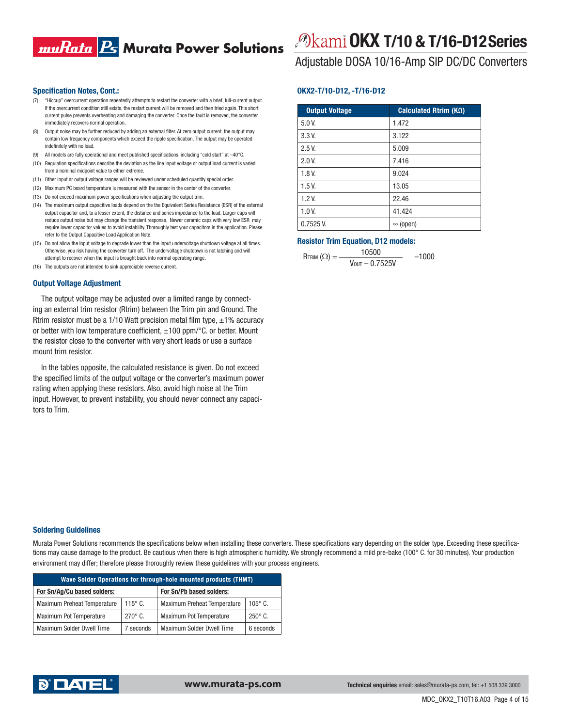### Specification Notes, Cont.:

(7) "Hiccup" overcurrent operation repeatedly attempts to restart the converter with a brief, full-current output. If the overcurrent condition still exists, the restart current will be removed and then tried again. This short current pulse prevents overheating and damaging the converter. Once the fault is removed, the converter immediately recovers normal operation.

(8) Output noise may be further reduced by adding an external filter. At zero output current, the output may contain low frequency components which exceed the ripple specification. The output may be operated indefinitely with no load.

(9) All models are fully operational and meet published specifications, including "cold start" at –40°C.

(10) Regulation specifications describe the deviation as the line input voltage or output load current is varied from a nominal midpoint value to either extreme.

(11) Other input or output voltage ranges will be reviewed under scheduled quantity special order.

(12) Maximum PC board temperature is measured with the sensor in the center of the converter.

(13) Do not exceed maximum power specifications when adjusting the output trim.

(14) The maximum output capacitive loads depend on the the Equivalent Series Resistance (ESR) of the external output capacitor and, to a lesser extent, the distance and series impedance to the load. Larger caps will reduce output noise but may change the transient response. Newer ceramic caps with very low ESR may require lower capacitor values to avoid instability. Thoroughly test your capacitors in the application. Please refer to the Output Capacitive Load Application Note.

(15) Do not allow the input voltage to degrade lower than the input undervoltage shutdown voltage at all times. Otherwise, you risk having the converter turn off. The undervoltage shutdown is not latching and will attempt to recover when the input is brought back into normal operating range.

(16) The outputs are not intended to sink appreciable reverse current.

### Output Voltage Adjustment

The output voltage may be adjusted over a limited range by connecting an external trim resistor (Rtrim) between the Trim pin and Ground. The Rtrim resistor must be a 1/10 Watt precision metal film type, ±1% accuracy or better with low temperature coefficient, ±100 ppm/°C. or better. Mount the resistor close to the converter with very short leads or use a surface mount trim resistor.

In the tables opposite, the calculated resistance is given. Do not exceed the specified limits of the output voltage or the converter's maximum power rating when applying these resistors. Also, avoid high noise at the Trim input. However, to prevent instability, you should never connect any capacitors to Trim.

### OKX2-T/10-D12, -T/16-D12

| Output Voltage | Calculated Rtrim (KΩ) |
|---|---|
| 5.0 V. | 1.472 |
| 3.3 V. | 3.122 |
| 2.5 V. | 5.009 |
| 2.0 V. | 7.416 |
| 1.8 V. | 9.024 |
| 1.5 V. | 13.05 |
| 1.2 V. | 22.46 |
| 1.0 V. | 41.424 |
| 0.7525 V. | ∞ (open) |

### Resistor Trim Equation, D12 models:

$$R_{TRIM}\ (\Omega) = \frac{10500}{V_{OUT} - 0.7525V} - 1000$$

### Soldering Guidelines

Murata Power Solutions recommends the specifications below when installing these converters. These specifications vary depending on the solder type. Exceeding these specifications may cause damage to the product. Be cautious when there is high atmospheric humidity. We strongly recommend a mild pre-bake (100° C. for 30 minutes). Your production environment may differ; therefore please thoroughly review these guidelines with your process engineers.

| Wave Solder Operations for through-hole mounted products (THMT) | | | |
|---|---|---|---|
| **For Sn/Ag/Cu based solders:** | | **For Sn/Pb based solders:** | |
| Maximum Preheat Temperature | 115° C. | Maximum Preheat Temperature | 105° C. |
| Maximum Pot Temperature | 270° C. | Maximum Pot Temperature | 250° C. |
| Maximum Solder Dwell Time | 7 seconds | Maximum Solder Dwell Time | 6 seconds |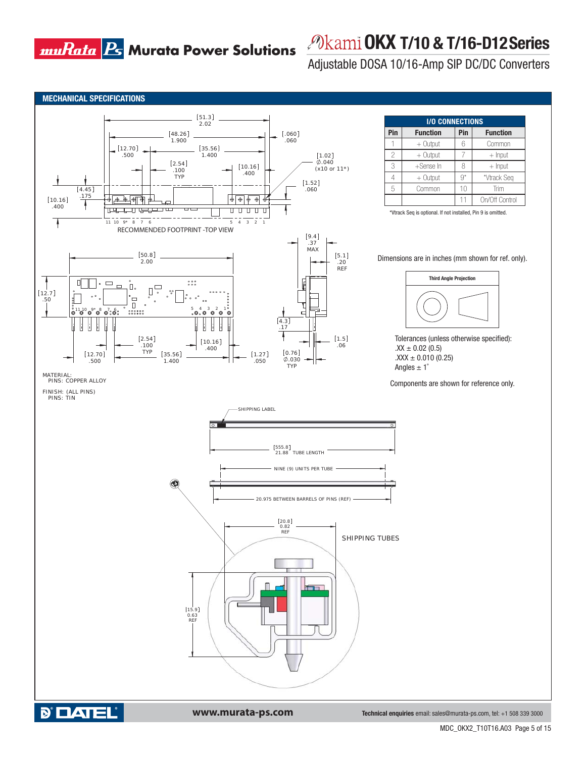## MECHANICAL SPECIFICATIONS

RECOMMENDED FOOTPRINT -TOP VIEW

MATERIAL:
PINS: COPPER ALLOY

FINISH: (ALL PINS)
PINS: TIN

| I/O CONNECTIONS | | | |
|---|---|---|---|
| **Pin** | **Function** | **Pin** | **Function** |
| 1 | + Output | 6 | Common |
| 2 | + Output | 7 | + Input |
| 3 | +Sense In | 8 | + Input |
| 4 | + Output | 9* | *Vtrack Seq |
| 5 | Common | 10 | Trim |
| | | 11 | On/Off Control |

*Vtrack Seq is optional. If not installed, Pin 9 is omitted.

Dimensions are in inches (mm shown for ref. only).

Third Angle Projection

Tolerances (unless otherwise specified):
.XX ± 0.02 (0.5)
.XXX ± 0.010 (0.25)
Angles ± 1˚

Components are shown for reference only.

SHIPPING LABEL

[555.8] 21.88 TUBE LENGTH

NINE (9) UNITS PER TUBE

20.975 BETWEEN BARRELS OF PINS (REF)

SHIPPING TUBES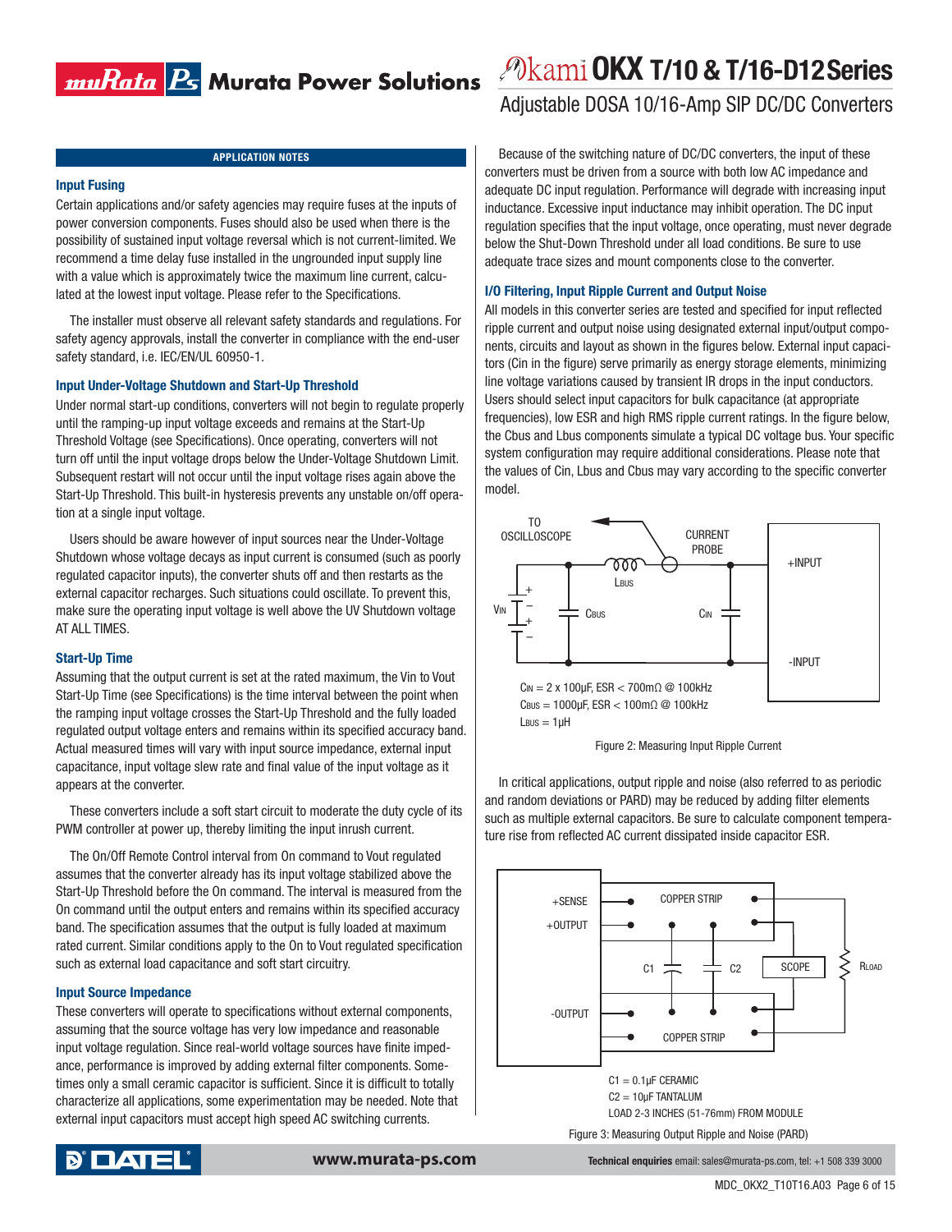## APPLICATION NOTES

### Input Fusing

Certain applications and/or safety agencies may require fuses at the inputs of power conversion components. Fuses should also be used when there is the possibility of sustained input voltage reversal which is not current-limited. We recommend a time delay fuse installed in the ungrounded input supply line with a value which is approximately twice the maximum line current, calculated at the lowest input voltage. Please refer to the Specifications.

The installer must observe all relevant safety standards and regulations. For safety agency approvals, install the converter in compliance with the end-user safety standard, i.e. IEC/EN/UL 60950-1.

### Input Under-Voltage Shutdown and Start-Up Threshold

Under normal start-up conditions, converters will not begin to regulate properly until the ramping-up input voltage exceeds and remains at the Start-Up Threshold Voltage (see Specifications). Once operating, converters will not turn off until the input voltage drops below the Under-Voltage Shutdown Limit. Subsequent restart will not occur until the input voltage rises again above the Start-Up Threshold. This built-in hysteresis prevents any unstable on/off operation at a single input voltage.

Users should be aware however of input sources near the Under-Voltage Shutdown whose voltage decays as input current is consumed (such as poorly regulated capacitor inputs), the converter shuts off and then restarts as the external capacitor recharges. Such situations could oscillate. To prevent this, make sure the operating input voltage is well above the UV Shutdown voltage AT ALL TIMES.

### Start-Up Time

Assuming that the output current is set at the rated maximum, the Vin to Vout Start-Up Time (see Specifications) is the time interval between the point when the ramping input voltage crosses the Start-Up Threshold and the fully loaded regulated output voltage enters and remains within its specified accuracy band. Actual measured times will vary with input source impedance, external input capacitance, input voltage slew rate and final value of the input voltage as it appears at the converter.

These converters include a soft start circuit to moderate the duty cycle of its PWM controller at power up, thereby limiting the input inrush current.

The On/Off Remote Control interval from On command to Vout regulated assumes that the converter already has its input voltage stabilized above the Start-Up Threshold before the On command. The interval is measured from the On command until the output enters and remains within its specified accuracy band. The specification assumes that the output is fully loaded at maximum rated current. Similar conditions apply to the On to Vout regulated specification such as external load capacitance and soft start circuitry.

### Input Source Impedance

These converters will operate to specifications without external components, assuming that the source voltage has very low impedance and reasonable input voltage regulation. Since real-world voltage sources have finite impedance, performance is improved by adding external filter components. Sometimes only a small ceramic capacitor is sufficient. Since it is difficult to totally characterize all applications, some experimentation may be needed. Note that external input capacitors must accept high speed AC switching currents.

Because of the switching nature of DC/DC converters, the input of these converters must be driven from a source with both low AC impedance and adequate DC input regulation. Performance will degrade with increasing input inductance. Excessive input inductance may inhibit operation. The DC input regulation specifies that the input voltage, once operating, must never degrade below the Shut-Down Threshold under all load conditions. Be sure to use adequate trace sizes and mount components close to the converter.

### I/O Filtering, Input Ripple Current and Output Noise

All models in this converter series are tested and specified for input reflected ripple current and output noise using designated external input/output components, circuits and layout as shown in the figures below. External input capacitors (Cin in the figure) serve primarily as energy storage elements, minimizing line voltage variations caused by transient IR drops in the input conductors. Users should select input capacitors for bulk capacitance (at appropriate frequencies), low ESR and high RMS ripple current ratings. In the figure below, the Cbus and Lbus components simulate a typical DC voltage bus. Your specific system configuration may require additional considerations. Please note that the values of Cin, Lbus and Cbus may vary according to the specific converter model.

$C_{IN}$ = 2 x 100µF, ESR < 700mΩ @ 100kHz
$C_{BUS}$ = 1000µF, ESR < 100mΩ @ 100kHz
$L_{BUS}$ = 1µH

Figure 2: Measuring Input Ripple Current

In critical applications, output ripple and noise (also referred to as periodic and random deviations or PARD) may be reduced by adding filter elements such as multiple external capacitors. Be sure to calculate component temperature rise from reflected AC current dissipated inside capacitor ESR.

C1 = 0.1µF CERAMIC
C2 = 10µF TANTALUM
LOAD 2-3 INCHES (51-76mm) FROM MODULE

Figure 3: Measuring Output Ripple and Noise (PARD)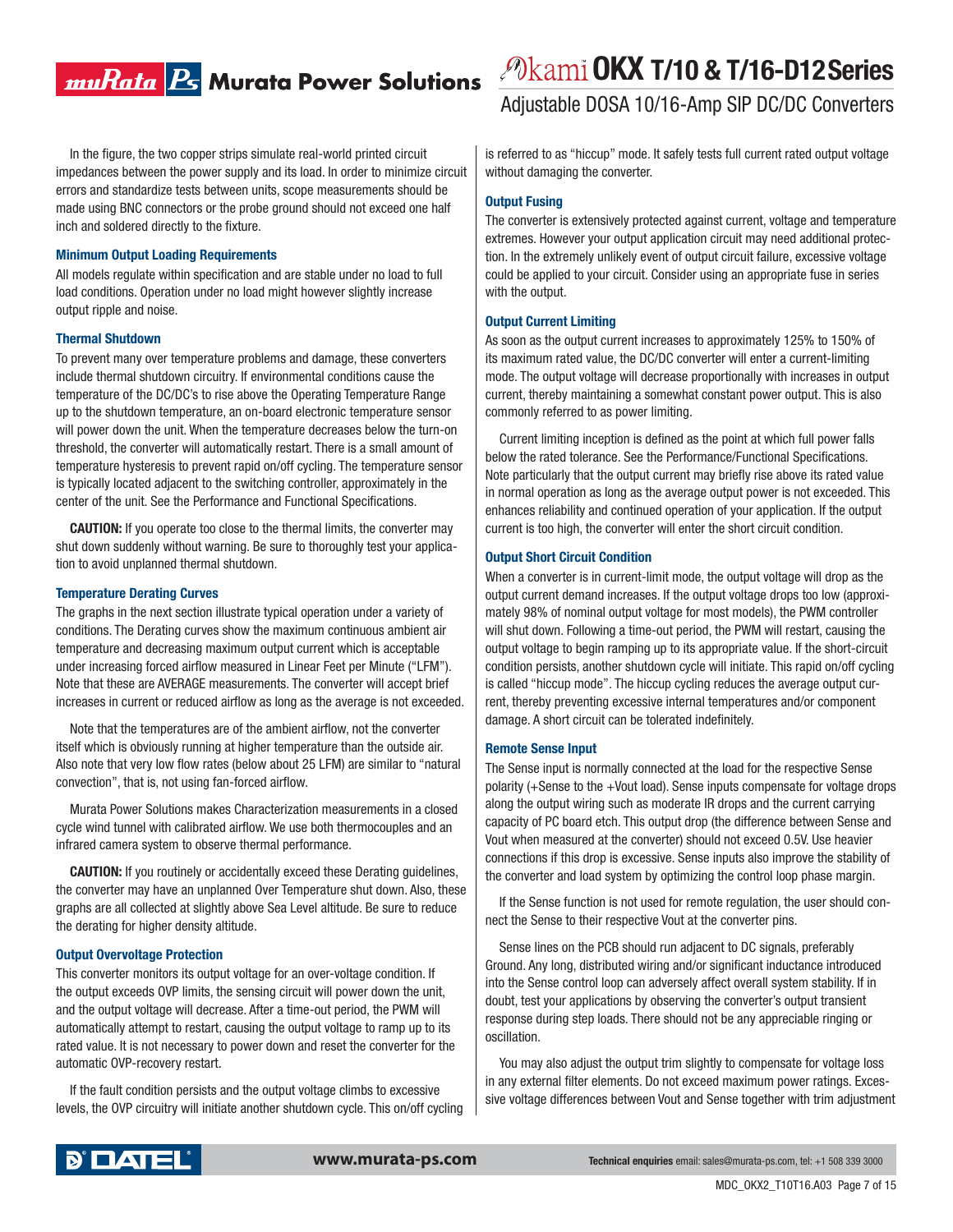In the figure, the two copper strips simulate real-world printed circuit impedances between the power supply and its load. In order to minimize circuit errors and standardize tests between units, scope measurements should be made using BNC connectors or the probe ground should not exceed one half inch and soldered directly to the fixture.

### Minimum Output Loading Requirements

All models regulate within specification and are stable under no load to full load conditions. Operation under no load might however slightly increase output ripple and noise.

### Thermal Shutdown

To prevent many over temperature problems and damage, these converters include thermal shutdown circuitry. If environmental conditions cause the temperature of the DC/DC's to rise above the Operating Temperature Range up to the shutdown temperature, an on-board electronic temperature sensor will power down the unit. When the temperature decreases below the turn-on threshold, the converter will automatically restart. There is a small amount of temperature hysteresis to prevent rapid on/off cycling. The temperature sensor is typically located adjacent to the switching controller, approximately in the center of the unit. See the Performance and Functional Specifications.

**CAUTION:** If you operate too close to the thermal limits, the converter may shut down suddenly without warning. Be sure to thoroughly test your application to avoid unplanned thermal shutdown.

### Temperature Derating Curves

The graphs in the next section illustrate typical operation under a variety of conditions. The Derating curves show the maximum continuous ambient air temperature and decreasing maximum output current which is acceptable under increasing forced airflow measured in Linear Feet per Minute ("LFM"). Note that these are AVERAGE measurements. The converter will accept brief increases in current or reduced airflow as long as the average is not exceeded.

Note that the temperatures are of the ambient airflow, not the converter itself which is obviously running at higher temperature than the outside air. Also note that very low flow rates (below about 25 LFM) are similar to "natural convection", that is, not using fan-forced airflow.

Murata Power Solutions makes Characterization measurements in a closed cycle wind tunnel with calibrated airflow. We use both thermocouples and an infrared camera system to observe thermal performance.

**CAUTION:** If you routinely or accidentally exceed these Derating guidelines, the converter may have an unplanned Over Temperature shut down. Also, these graphs are all collected at slightly above Sea Level altitude. Be sure to reduce the derating for higher density altitude.

### Output Overvoltage Protection

This converter monitors its output voltage for an over-voltage condition. If the output exceeds OVP limits, the sensing circuit will power down the unit, and the output voltage will decrease. After a time-out period, the PWM will automatically attempt to restart, causing the output voltage to ramp up to its rated value. It is not necessary to power down and reset the converter for the automatic OVP-recovery restart.

If the fault condition persists and the output voltage climbs to excessive levels, the OVP circuitry will initiate another shutdown cycle. This on/off cycling is referred to as "hiccup" mode. It safely tests full current rated output voltage without damaging the converter.

### Output Fusing

The converter is extensively protected against current, voltage and temperature extremes. However your output application circuit may need additional protection. In the extremely unlikely event of output circuit failure, excessive voltage could be applied to your circuit. Consider using an appropriate fuse in series with the output.

### Output Current Limiting

As soon as the output current increases to approximately 125% to 150% of its maximum rated value, the DC/DC converter will enter a current-limiting mode. The output voltage will decrease proportionally with increases in output current, thereby maintaining a somewhat constant power output. This is also commonly referred to as power limiting.

Current limiting inception is defined as the point at which full power falls below the rated tolerance. See the Performance/Functional Specifications. Note particularly that the output current may briefly rise above its rated value in normal operation as long as the average output power is not exceeded. This enhances reliability and continued operation of your application. If the output current is too high, the converter will enter the short circuit condition.

### Output Short Circuit Condition

When a converter is in current-limit mode, the output voltage will drop as the output current demand increases. If the output voltage drops too low (approximately 98% of nominal output voltage for most models), the PWM controller will shut down. Following a time-out period, the PWM will restart, causing the output voltage to begin ramping up to its appropriate value. If the short-circuit condition persists, another shutdown cycle will initiate. This rapid on/off cycling is called "hiccup mode". The hiccup cycling reduces the average output current, thereby preventing excessive internal temperatures and/or component damage. A short circuit can be tolerated indefinitely.

### Remote Sense Input

The Sense input is normally connected at the load for the respective Sense polarity (+Sense to the +Vout load). Sense inputs compensate for voltage drops along the output wiring such as moderate IR drops and the current carrying capacity of PC board etch. This output drop (the difference between Sense and Vout when measured at the converter) should not exceed 0.5V. Use heavier connections if this drop is excessive. Sense inputs also improve the stability of the converter and load system by optimizing the control loop phase margin.

If the Sense function is not used for remote regulation, the user should connect the Sense to their respective Vout at the converter pins.

Sense lines on the PCB should run adjacent to DC signals, preferably Ground. Any long, distributed wiring and/or significant inductance introduced into the Sense control loop can adversely affect overall system stability. If in doubt, test your applications by observing the converter's output transient response during step loads. There should not be any appreciable ringing or oscillation.

You may also adjust the output trim slightly to compensate for voltage loss in any external filter elements. Do not exceed maximum power ratings. Excessive voltage differences between Vout and Sense together with trim adjustment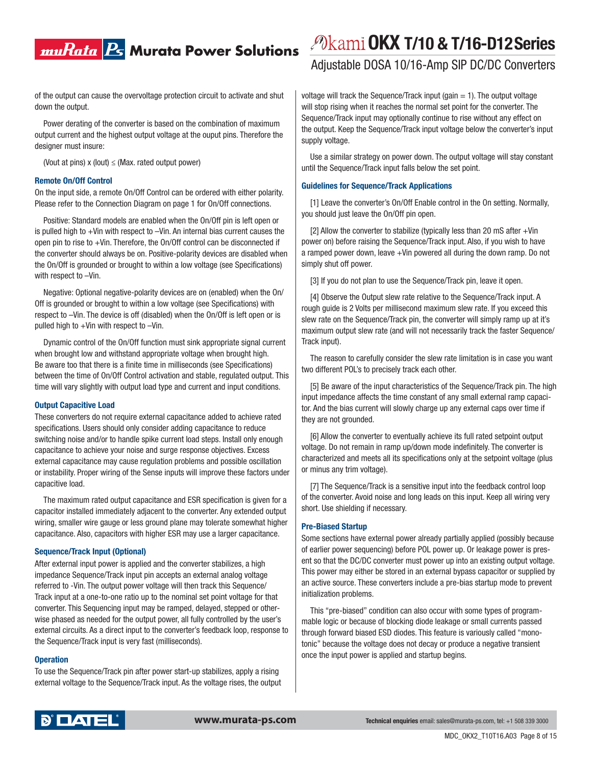of the output can cause the overvoltage protection circuit to activate and shut down the output.

Power derating of the converter is based on the combination of maximum output current and the highest output voltage at the ouput pins. Therefore the designer must insure:

(Vout at pins) x (Iout) ≤ (Max. rated output power)

### Remote On/Off Control

On the input side, a remote On/Off Control can be ordered with either polarity. Please refer to the Connection Diagram on page 1 for On/Off connections.

Positive: Standard models are enabled when the On/Off pin is left open or is pulled high to +Vin with respect to –Vin. An internal bias current causes the open pin to rise to +Vin. Therefore, the On/Off control can be disconnected if the converter should always be on. Positive-polarity devices are disabled when the On/Off is grounded or brought to within a low voltage (see Specifications) with respect to –Vin.

Negative: Optional negative-polarity devices are on (enabled) when the On/Off is grounded or brought to within a low voltage (see Specifications) with respect to –Vin. The device is off (disabled) when the On/Off is left open or is pulled high to +Vin with respect to –Vin.

Dynamic control of the On/Off function must sink appropriate signal current when brought low and withstand appropriate voltage when brought high. Be aware too that there is a finite time in milliseconds (see Specifications) between the time of On/Off Control activation and stable, regulated output. This time will vary slightly with output load type and current and input conditions.

### Output Capacitive Load

These converters do not require external capacitance added to achieve rated specifications. Users should only consider adding capacitance to reduce switching noise and/or to handle spike current load steps. Install only enough capacitance to achieve your noise and surge response objectives. Excess external capacitance may cause regulation problems and possible oscillation or instability. Proper wiring of the Sense inputs will improve these factors under capacitive load.

The maximum rated output capacitance and ESR specification is given for a capacitor installed immediately adjacent to the converter. Any extended output wiring, smaller wire gauge or less ground plane may tolerate somewhat higher capacitance. Also, capacitors with higher ESR may use a larger capacitance.

### Sequence/Track Input (Optional)

After external input power is applied and the converter stabilizes, a high impedance Sequence/Track input pin accepts an external analog voltage referred to -Vin. The output power voltage will then track this Sequence/Track input at a one-to-one ratio up to the nominal set point voltage for that converter. This Sequencing input may be ramped, delayed, stepped or otherwise phased as needed for the output power, all fully controlled by the user's external circuits. As a direct input to the converter's feedback loop, response to the Sequence/Track input is very fast (milliseconds).

### Operation

To use the Sequence/Track pin after power start-up stabilizes, apply a rising external voltage to the Sequence/Track input. As the voltage rises, the output voltage will track the Sequence/Track input (gain = 1). The output voltage will stop rising when it reaches the normal set point for the converter. The Sequence/Track input may optionally continue to rise without any effect on the output. Keep the Sequence/Track input voltage below the converter's input supply voltage.

Use a similar strategy on power down. The output voltage will stay constant until the Sequence/Track input falls below the set point.

### Guidelines for Sequence/Track Applications

[1] Leave the converter's On/Off Enable control in the On setting. Normally, you should just leave the On/Off pin open.

[2] Allow the converter to stabilize (typically less than 20 mS after +Vin power on) before raising the Sequence/Track input. Also, if you wish to have a ramped power down, leave +Vin powered all during the down ramp. Do not simply shut off power.

[3] If you do not plan to use the Sequence/Track pin, leave it open.

[4] Observe the Output slew rate relative to the Sequence/Track input. A rough guide is 2 Volts per millisecond maximum slew rate. If you exceed this slew rate on the Sequence/Track pin, the converter will simply ramp up at it's maximum output slew rate (and will not necessarily track the faster Sequence/Track input).

The reason to carefully consider the slew rate limitation is in case you want two different POL's to precisely track each other.

[5] Be aware of the input characteristics of the Sequence/Track pin. The high input impedance affects the time constant of any small external ramp capacitor. And the bias current will slowly charge up any external caps over time if they are not grounded.

[6] Allow the converter to eventually achieve its full rated setpoint output voltage. Do not remain in ramp up/down mode indefinitely. The converter is characterized and meets all its specifications only at the setpoint voltage (plus or minus any trim voltage).

[7] The Sequence/Track is a sensitive input into the feedback control loop of the converter. Avoid noise and long leads on this input. Keep all wiring very short. Use shielding if necessary.

### Pre-Biased Startup

Some sections have external power already partially applied (possibly because of earlier power sequencing) before POL power up. Or leakage power is present so that the DC/DC converter must power up into an existing output voltage. This power may either be stored in an external bypass capacitor or supplied by an active source. These converters include a pre-bias startup mode to prevent initialization problems.

This "pre-biased" condition can also occur with some types of programmable logic or because of blocking diode leakage or small currents passed through forward biased ESD diodes. This feature is variously called "monotonic" because the voltage does not decay or produce a negative transient once the input power is applied and startup begins.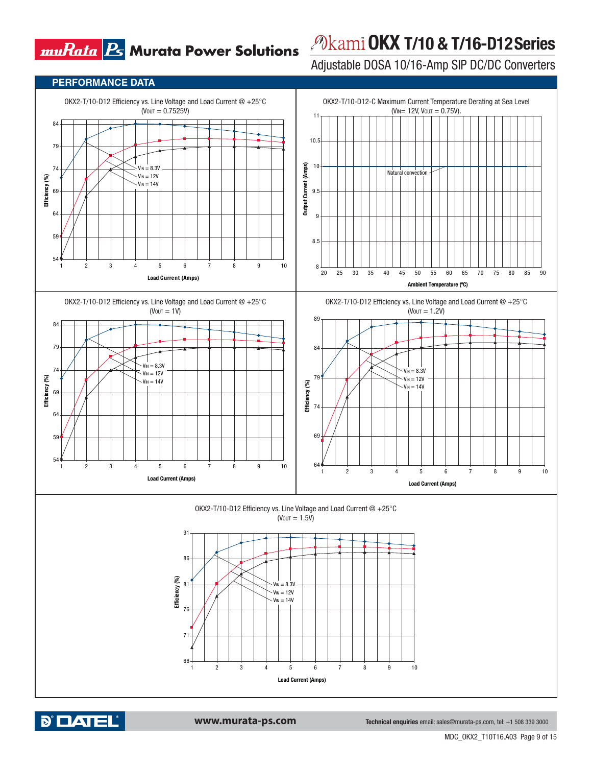## PERFORMANCE DATA

OKX2-T/10-D12 Efficiency vs. Line Voltage and Load Current @ +25°C
($V_{OUT}$ = 0.7525V)

Efficiency (%)

Load Current (Amps)

$V_{IN}$ = 8.3V
$V_{IN}$ = 12V
$V_{IN}$ = 14V

OKX2-T/10-D12-C Maximum Current Temperature Derating at Sea Level
($V_{IN}$= 12V, $V_{OUT}$ = 0.75V).

Output Current (Amps)

Ambient Temperature (ºC)

Natural convection

OKX2-T/10-D12 Efficiency vs. Line Voltage and Load Current @ +25°C
($V_{OUT}$ = 1V)

Efficiency (%)

Load Current (Amps)

$V_{IN}$ = 8.3V
$V_{IN}$ = 12V
$V_{IN}$ = 14V

OKX2-T/10-D12 Efficiency vs. Line Voltage and Load Current @ +25°C
($V_{OUT}$ = 1.2V)

Efficiency (%)

Load Current (Amps)

$V_{IN}$ = 8.3V
$V_{IN}$ = 12V
$V_{IN}$ = 14V

OKX2-T/10-D12 Efficiency vs. Line Voltage and Load Current @ +25°C
($V_{OUT}$ = 1.5V)

Efficiency (%)

Load Current (Amps)

$V_{IN}$ = 8.3V
$V_{IN}$ = 12V
$V_{IN}$ = 14V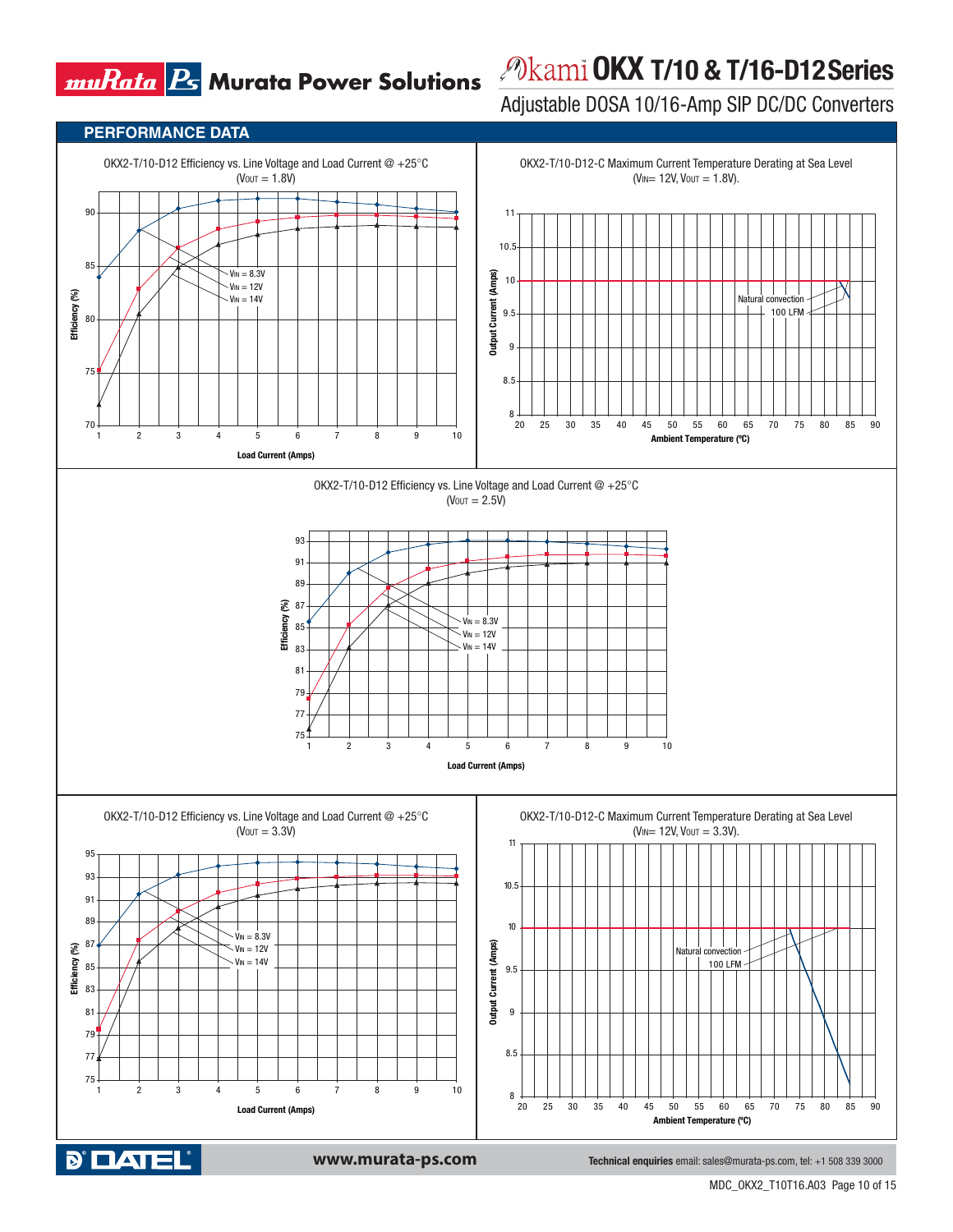## PERFORMANCE DATA

OKX2-T/10-D12 Efficiency vs. Line Voltage and Load Current @ +25°C
($V_{OUT}$ = 1.8V)

Efficiency (%) vs. Load Current (Amps)

$V_{IN}$ = 8.3V
$V_{IN}$ = 12V
$V_{IN}$ = 14V

OKX2-T/10-D12-C Maximum Current Temperature Derating at Sea Level
($V_{IN}$= 12V, $V_{OUT}$ = 1.8V).

Output Current (Amps) vs. Ambient Temperature (ºC)

Natural convection
100 LFM

OKX2-T/10-D12 Efficiency vs. Line Voltage and Load Current @ +25°C
($V_{OUT}$ = 2.5V)

Efficiency (%) vs. Load Current (Amps)

$V_{IN}$ = 8.3V
$V_{IN}$ = 12V
$V_{IN}$ = 14V

OKX2-T/10-D12 Efficiency vs. Line Voltage and Load Current @ +25°C
($V_{OUT}$ = 3.3V)

Efficiency (%) vs. Load Current (Amps)

$V_{IN}$ = 8.3V
$V_{IN}$ = 12V
$V_{IN}$ = 14V

OKX2-T/10-D12-C Maximum Current Temperature Derating at Sea Level
($V_{IN}$= 12V, $V_{OUT}$ = 3.3V).

Output Current (Amps) vs. Ambient Temperature (ºC)

Natural convection
100 LFM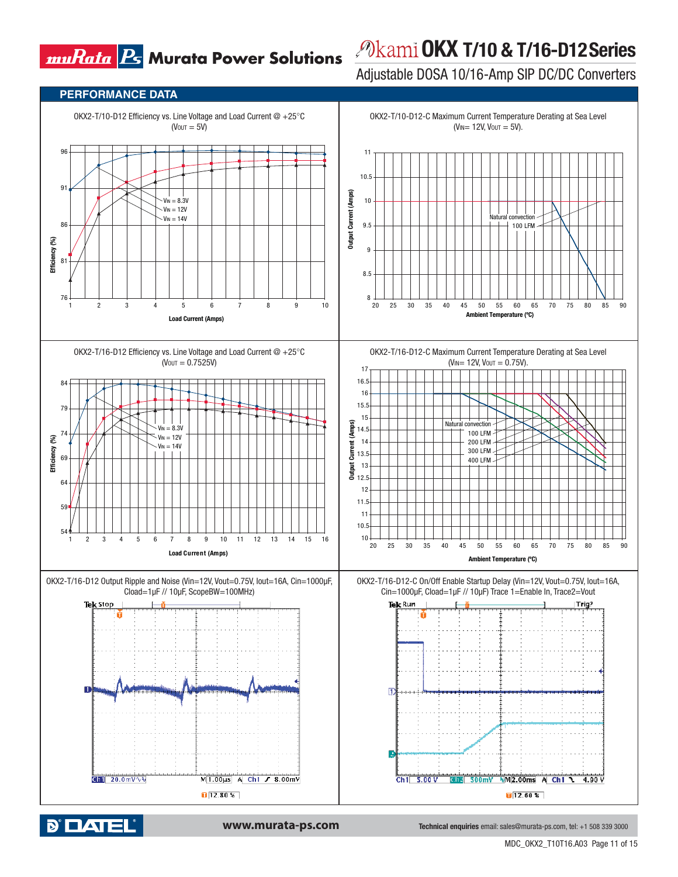## PERFORMANCE DATA

OKX2-T/10-D12 Efficiency vs. Line Voltage and Load Current @ +25°C ($V_{OUT}$ = 5V)

Efficiency (%) vs. Load Current (Amps); $V_{IN}$ = 8.3V, $V_{IN}$ = 12V, $V_{IN}$ = 14V

OKX2-T/10-D12-C Maximum Current Temperature Derating at Sea Level ($V_{IN}$= 12V, $V_{OUT}$ = 5V).

Output Current (Amps) vs. Ambient Temperature (ºC); Natural convection, 100 LFM

OKX2-T/16-D12 Efficiency vs. Line Voltage and Load Current @ +25°C ($V_{OUT}$ = 0.7525V)

Efficiency (%) vs. Load Current (Amps); $V_{IN}$ = 8.3V, $V_{IN}$ = 12V, $V_{IN}$ = 14V

OKX2-T/16-D12-C Maximum Current Temperature Derating at Sea Level ($V_{IN}$= 12V, $V_{OUT}$ = 0.75V).

Output Current (Amps) vs. Ambient Temperature (ºC); Natural convection, 100 LFM, 200 LFM, 300 LFM, 400 LFM

OKX2-T/16-D12 Output Ripple and Noise (Vin=12V, Vout=0.75V, Iout=16A, Cin=1000μF, Cload=1μF // 10μF, ScopeBW=100MHz)

OKX2-T/16-D12-C On/Off Enable Startup Delay (Vin=12V, Vout=0.75V, Iout=16A, Cin=1000μF, Cload=1μF // 10μF) Trace 1=Enable In, Trace2=Vout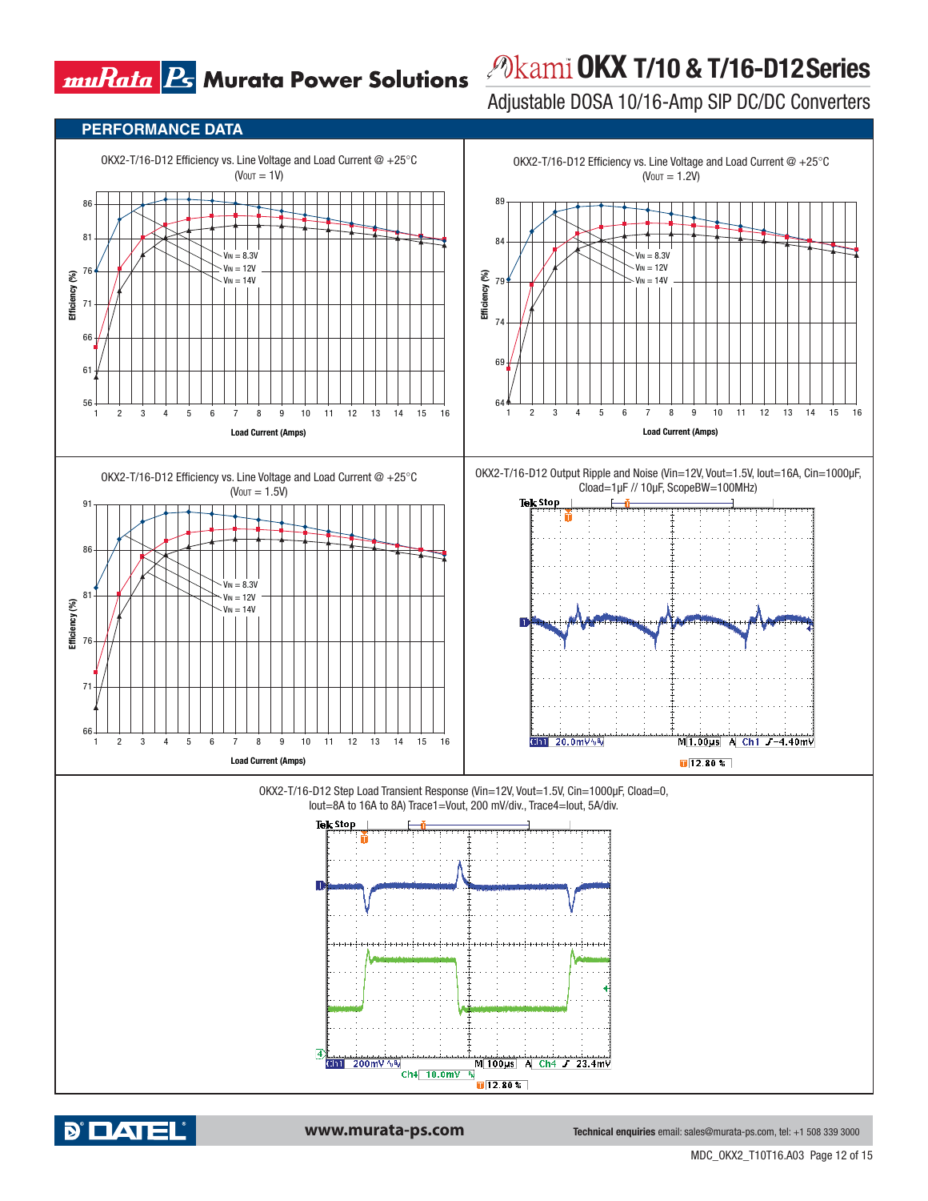## PERFORMANCE DATA

OKX2-T/16-D12 Efficiency vs. Line Voltage and Load Current @ +25°C
($V_{OUT}$ = 1V)

Efficiency (%)

$V_{IN}$ = 8.3V
$V_{IN}$ = 12V
$V_{IN}$ = 14V

Load Current (Amps)

OKX2-T/16-D12 Efficiency vs. Line Voltage and Load Current @ +25°C
($V_{OUT}$ = 1.2V)

Efficiency (%)

$V_{IN}$ = 8.3V
$V_{IN}$ = 12V
$V_{IN}$ = 14V

Load Current (Amps)

OKX2-T/16-D12 Efficiency vs. Line Voltage and Load Current @ +25°C
($V_{OUT}$ = 1.5V)

Efficiency (%)

$V_{IN}$ = 8.3V
$V_{IN}$ = 12V
$V_{IN}$ = 14V

Load Current (Amps)

OKX2-T/16-D12 Output Ripple and Noise (Vin=12V, Vout=1.5V, Iout=16A, Cin=1000µF, Cload=1µF // 10µF, ScopeBW=100MHz)

OKX2-T/16-D12 Step Load Transient Response (Vin=12V, Vout=1.5V, Cin=1000µF, Cload=0, Iout=8A to 16A to 8A) Trace1=Vout, 200 mV/div., Trace4=Iout, 5A/div.

www.murata-ps.com

**Technical enquiries** email: sales@murata-ps.com, tel: +1 508 339 3000

MDC_OKX2_T10T16.A03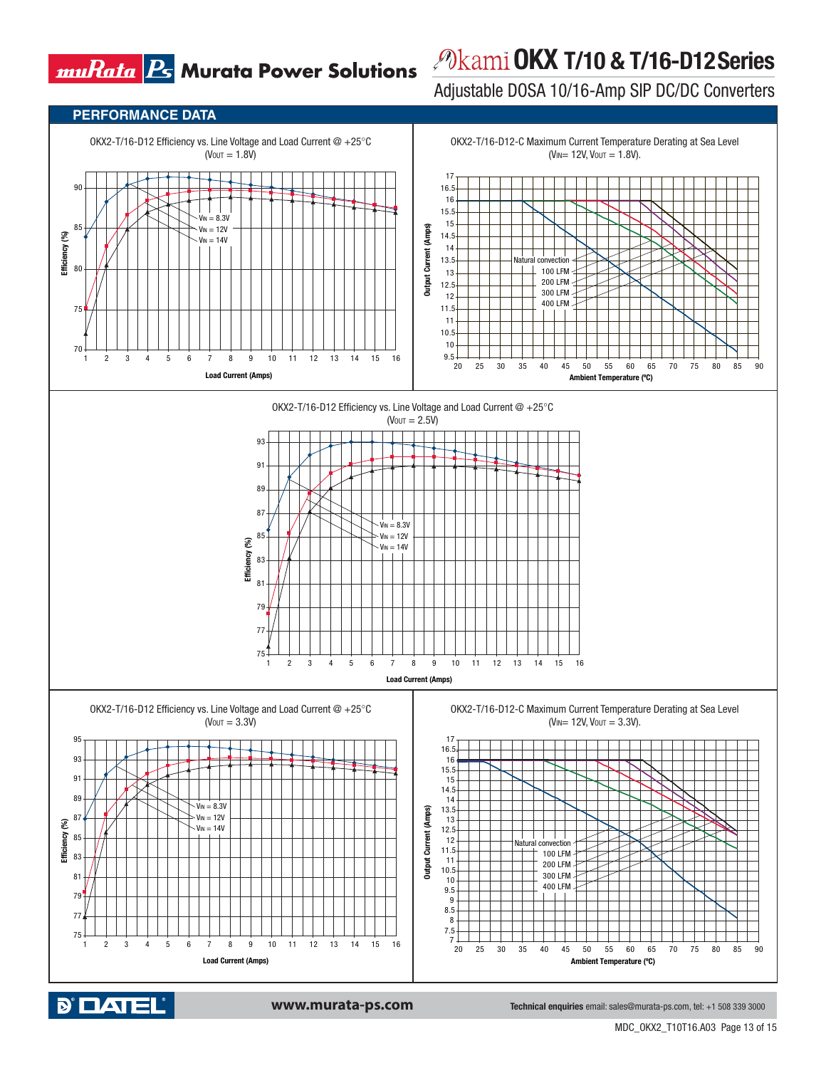## PERFORMANCE DATA

OKX2-T/16-D12 Efficiency vs. Line Voltage and Load Current @ +25°C
($V_{OUT}$ = 1.8V)

Efficiency (%)

$V_{IN}$ = 8.3V
$V_{IN}$ = 12V
$V_{IN}$ = 14V

Load Current (Amps)

OKX2-T/16-D12-C Maximum Current Temperature Derating at Sea Level
($V_{IN}$= 12V, $V_{OUT}$ = 1.8V).

Output Current (Amps)

Natural convection
100 LFM
200 LFM
300 LFM
400 LFM

Ambient Temperature (ºC)

OKX2-T/16-D12 Efficiency vs. Line Voltage and Load Current @ +25°C
($V_{OUT}$ = 2.5V)

Efficiency (%)

$V_{IN}$ = 8.3V
$V_{IN}$ = 12V
$V_{IN}$ = 14V

Load Current (Amps)

OKX2-T/16-D12 Efficiency vs. Line Voltage and Load Current @ +25°C
($V_{OUT}$ = 3.3V)

Efficiency (%)

$V_{IN}$ = 8.3V
$V_{IN}$ = 12V
$V_{IN}$ = 14V

Load Current (Amps)

OKX2-T/16-D12-C Maximum Current Temperature Derating at Sea Level
($V_{IN}$= 12V, $V_{OUT}$ = 3.3V).

Output Current (Amps)

Natural convection
100 LFM
200 LFM
300 LFM
400 LFM

Ambient Temperature (ºC)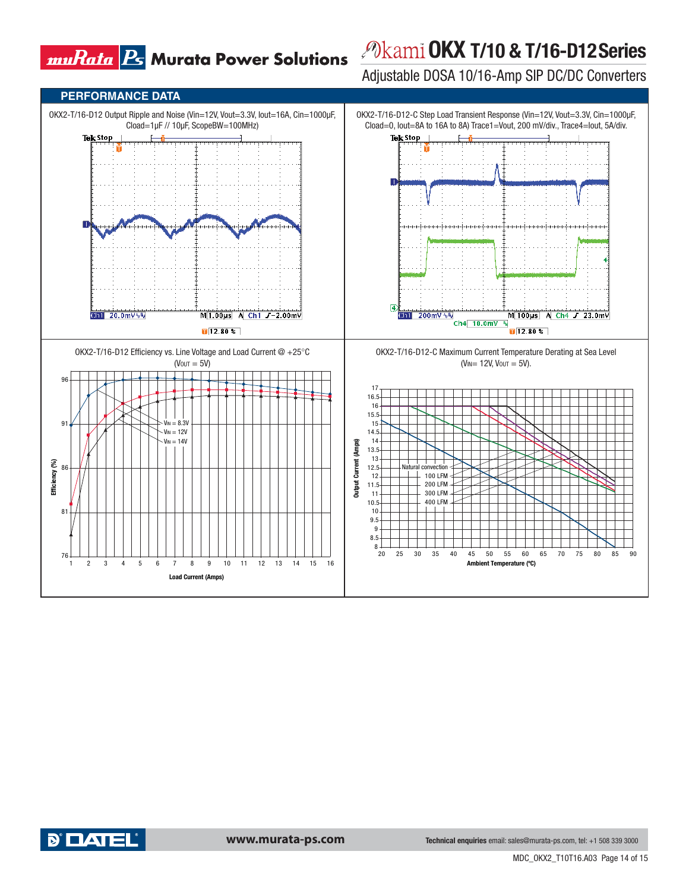## PERFORMANCE DATA

OKX2-T/16-D12 Output Ripple and Noise (Vin=12V, Vout=3.3V, Iout=16A, Cin=1000μF, Cload=1μF // 10μF, ScopeBW=100MHz)

Tek Stop

Ch1 20.0mV M 1.00μs A Ch1 ƒ −2.00mV

12.80 %

OKX2-T/16-D12-C Step Load Transient Response (Vin=12V, Vout=3.3V, Cin=1000μF, Cload=0, Iout=8A to 16A to 8A) Trace1=Vout, 200 mV/div., Trace4=Iout, 5A/div.

Tek Stop

Ch1 200mV M 100μs A Ch4 ƒ 23.0mV

Ch4 10.0mV

12.80 %

OKX2-T/16-D12 Efficiency vs. Line Voltage and Load Current @ +25°C ($V_{OUT}$ = 5V)

Efficiency (%): 76, 81, 86, 91, 96

Load Current (Amps): 1, 2, 3, 4, 5, 6, 7, 8, 9, 10, 11, 12, 13, 14, 15, 16

$V_{IN}$ = 8.3V

$V_{IN}$ = 12V

$V_{IN}$ = 14V

OKX2-T/16-D12-C Maximum Current Temperature Derating at Sea Level ($V_{IN}$= 12V, $V_{OUT}$ = 5V).

Output Current (Amps): 8, 8.5, 9, 9.5, 10, 10.5, 11, 11.5, 12, 12.5, 13, 13.5, 14, 14.5, 15, 15.5, 16, 16.5, 17

Ambient Temperature (°C): 20, 25, 30, 35, 40, 45, 50, 55, 60, 65, 70, 75, 80, 85, 90

Natural convection

100 LFM

200 LFM

300 LFM

400 LFM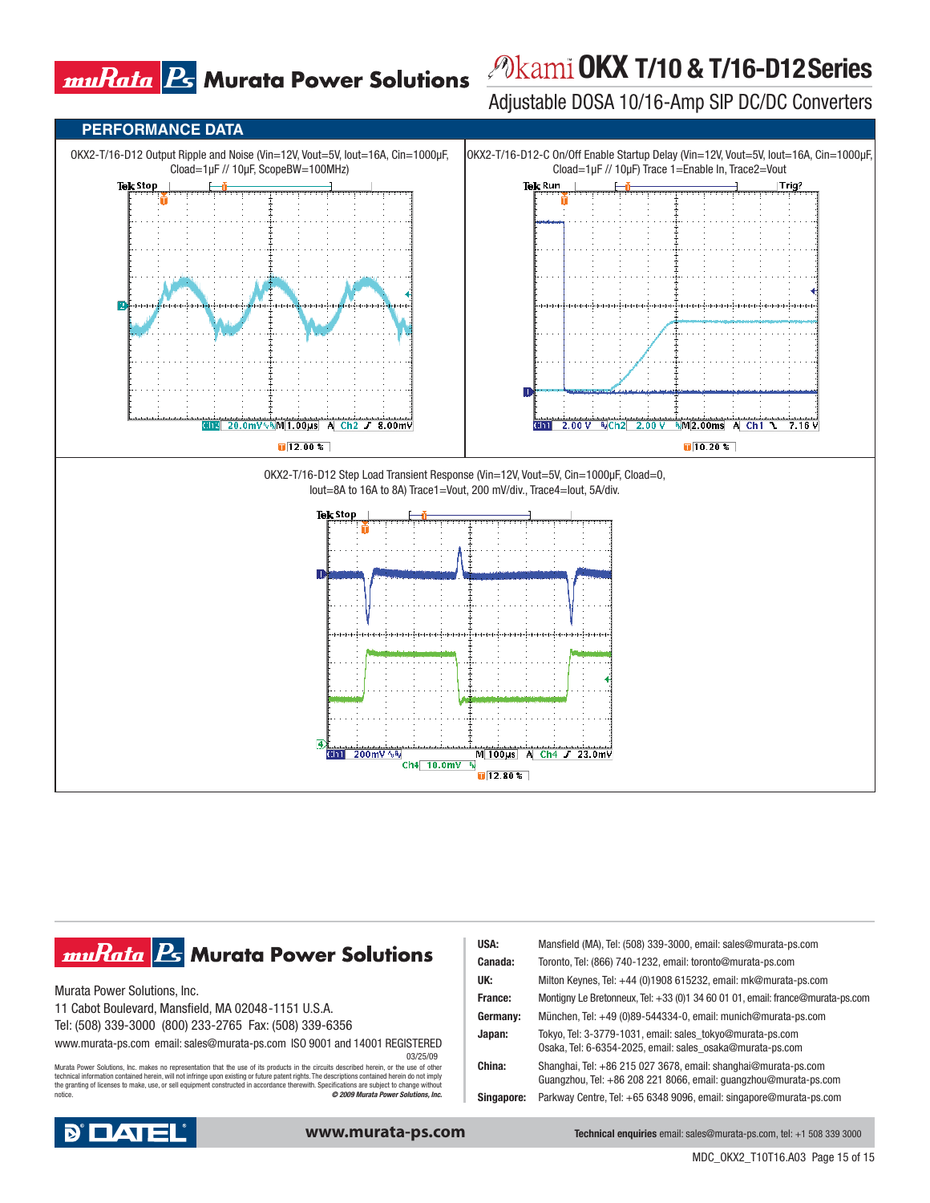## PERFORMANCE DATA

OKX2-T/16-D12 Output Ripple and Noise (Vin=12V, Vout=5V, Iout=16A, Cin=1000μF, Cload=1μF // 10μF, ScopeBW=100MHz)

Tek Stop

Ch2 20.0mV M 1.00μs A Ch2 ƒ 8.00mV

12.00 %

OKX2-T/16-D12-C On/Off Enable Startup Delay (Vin=12V, Vout=5V, Iout=16A, Cin=1000μF, Cload=1μF // 10μF) Trace 1=Enable In, Trace2=Vout

Tek Run Trig?

Ch1 2.00 V Ch2 2.00 V M 2.00ms A Ch1 7.16 V

10.20 %

OKX2-T/16-D12 Step Load Transient Response (Vin=12V, Vout=5V, Cin=1000μF, Cload=0, Iout=8A to 16A to 8A) Trace1=Vout, 200 mV/div., Trace4=Iout, 5A/div.

Tek Stop

Ch1 200mV M 100μs A Ch4 ƒ 23.0mV

Ch4 10.0mV

12.80 %

---

**Murata Power Solutions**

Murata Power Solutions, Inc.
11 Cabot Boulevard, Mansfield, MA 02048-1151 U.S.A.
Tel: (508) 339-3000 (800) 233-2765 Fax: (508) 339-6356
www.murata-ps.com email: sales@murata-ps.com ISO 9001 and 14001 REGISTERED

03/25/09

Murata Power Solutions, Inc. makes no representation that the use of its products in the circuits described herein, or the use of other technical information contained herein, will not infringe upon existing or future patent rights. The descriptions contained herein do not imply the granting of licenses to make, use, or sell equipment constructed in accordance therewith. Specifications are subject to change without notice.

*© 2009 Murata Power Solutions, Inc.*

| | |
|---|---|
| **USA:** | Mansfield (MA), Tel: (508) 339-3000, email: sales@murata-ps.com |
| **Canada:** | Toronto, Tel: (866) 740-1232, email: toronto@murata-ps.com |
| **UK:** | Milton Keynes, Tel: +44 (0)1908 615232, email: mk@murata-ps.com |
| **France:** | Montigny Le Bretonneux, Tel: +33 (0)1 34 60 01 01, email: france@murata-ps.com |
| **Germany:** | München, Tel: +49 (0)89-544334-0, email: munich@murata-ps.com |
| **Japan:** | Tokyo, Tel: 3-3779-1031, email: sales_tokyo@murata-ps.com<br>Osaka, Tel: 6-6354-2025, email: sales_osaka@murata-ps.com |
| **China:** | Shanghai, Tel: +86 215 027 3678, email: shanghai@murata-ps.com<br>Guangzhou, Tel: +86 208 221 8066, email: guangzhou@murata-ps.com |
| **Singapore:** | Parkway Centre, Tel: +65 6348 9096, email: singapore@murata-ps.com |

DATEL

www.murata-ps.com

**Technical enquiries** email: sales@murata-ps.com, tel: +1 508 339 3000

MDC_OKX2_T10T16.A03